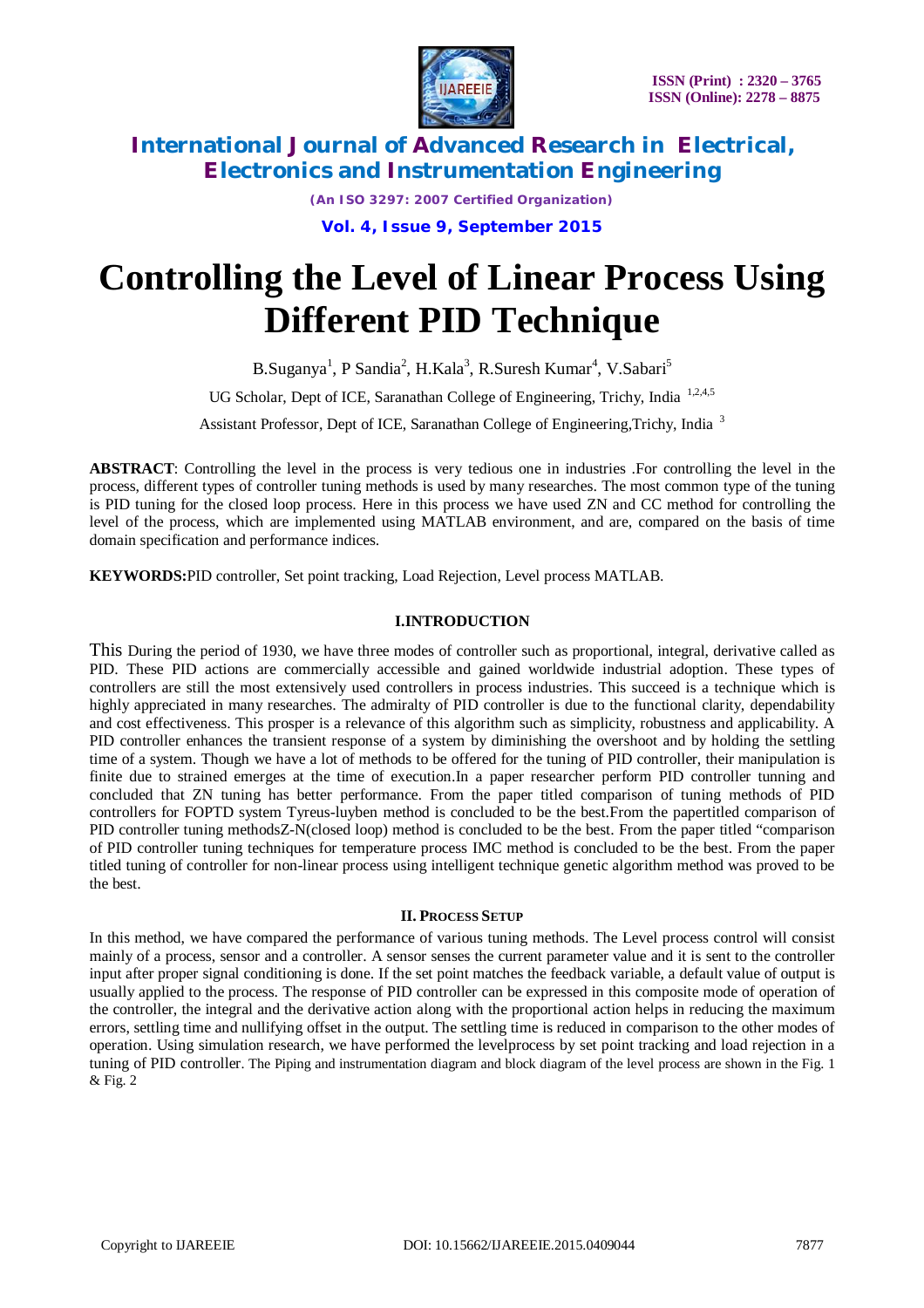# Controlling the Level of Linear Process Using Different PID Technique

B.Suganya[1], P Sandia[2], H.Kala[3], R.Suresh Kumar[4], V.Sabari[5]

UG Scholar, Dept of ICE, Saranathan College of Engineering, Trichy, India [1,2,4,5]

Assistant Professor, Dept of ICE, Saranathan College of Engineering,Trichy, India [3]

**ABSTRACT**: Controlling the level in the process is very tedious one in industries .For controlling the level in the process, different types of controller tuning methods is used by many researches. The most common type of the tuning is PID tuning for the closed loop process. Here in this process we have used ZN and CC method for controlling the level of the process, which are implemented using MATLAB environment, and are, compared on the basis of time domain specification and performance indices.

**KEYWORDS:**PID controller, Set point tracking, Load Rejection, Level process MATLAB.

## I.INTRODUCTION

This During the period of 1930, we have three modes of controller such as proportional, integral, derivative called as PID. These PID actions are commercially accessible and gained worldwide industrial adoption. These types of controllers are still the most extensively used controllers in process industries. This succeed is a technique which is highly appreciated in many researches. The admiralty of PID controller is due to the functional clarity, dependability and cost effectiveness. This prosper is a relevance of this algorithm such as simplicity, robustness and applicability. A PID controller enhances the transient response of a system by diminishing the overshoot and by holding the settling time of a system. Though we have a lot of methods to be offered for the tuning of PID controller, their manipulation is finite due to strained emerges at the time of execution.In a paper researcher perform PID controller tunning and concluded that ZN tuning has better performance. From the paper titled comparison of tuning methods of PID controllers for FOPTD system Tyreus-luyben method is concluded to be the best.From the papertitled comparison of PID controller tuning methodsZ-N(closed loop) method is concluded to be the best. From the paper titled "comparison of PID controller tuning techniques for temperature process IMC method is concluded to be the best. From the paper titled tuning of controller for non-linear process using intelligent technique genetic algorithm method was proved to be the best.

## II. PROCESS SETUP

In this method, we have compared the performance of various tuning methods. The Level process control will consist mainly of a process, sensor and a controller. A sensor senses the current parameter value and it is sent to the controller input after proper signal conditioning is done. If the set point matches the feedback variable, a default value of output is usually applied to the process. The response of PID controller can be expressed in this composite mode of operation of the controller, the integral and the derivative action along with the proportional action helps in reducing the maximum errors, settling time and nullifying offset in the output. The settling time is reduced in comparison to the other modes of operation. Using simulation research, we have performed the levelprocess by set point tracking and load rejection in a tuning of PID controller. The Piping and instrumentation diagram and block diagram of the level process are shown in the Fig. 1 & Fig. 2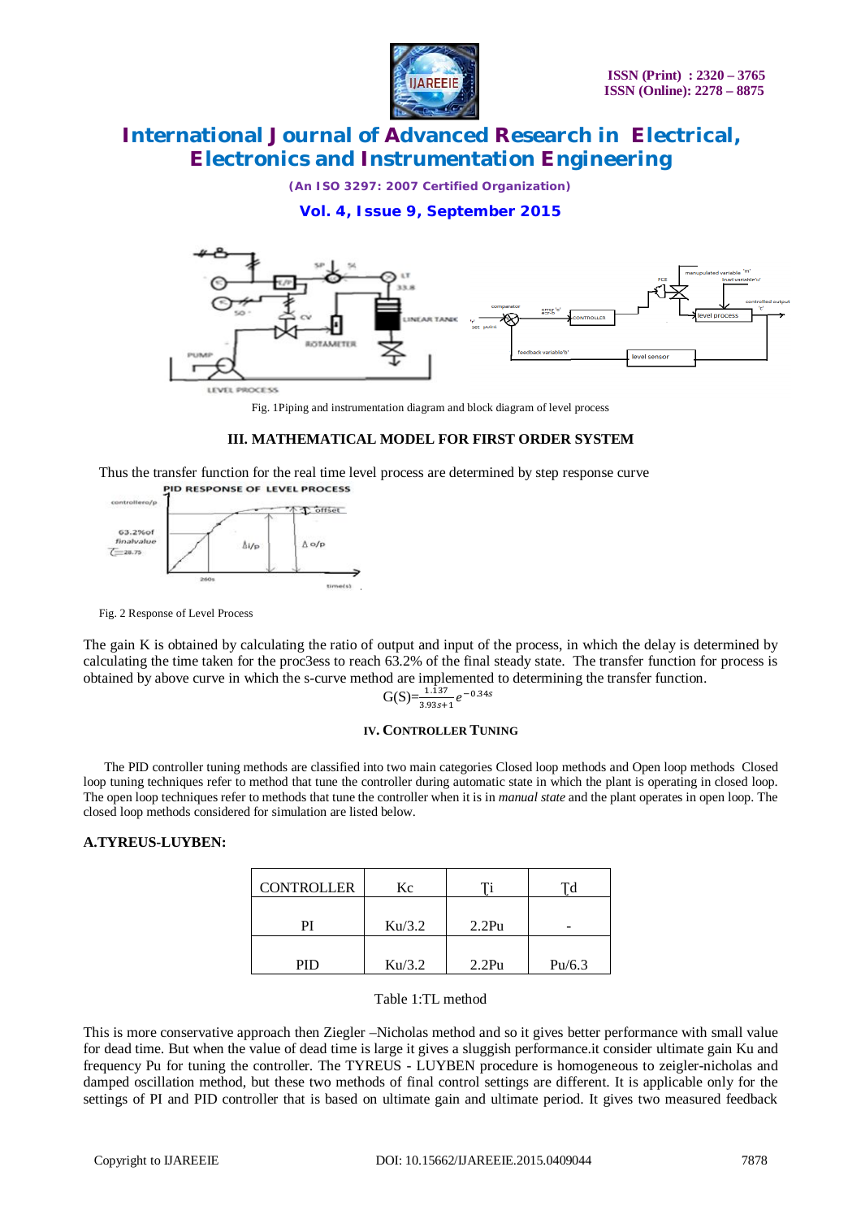Fig. 1Piping and instrumentation diagram and block diagram of level process

### III. MATHEMATICAL MODEL FOR FIRST ORDER SYSTEM

Thus the transfer function for the real time level process are determined by step response curve

Fig. 2 Response of Level Process

The gain K is obtained by calculating the ratio of output and input of the process, in which the delay is determined by calculating the time taken for the proc3ess to reach 63.2% of the final steady state. The transfer function for process is obtained by above curve in which the s-curve method are implemented to determining the transfer function.

$$G(S)=\frac{1.137}{3.93s+1}e^{-0.34s}$$

### IV. CONTROLLER TUNING

The PID controller tuning methods are classified into two main categories Closed loop methods and Open loop methods Closed loop tuning techniques refer to method that tune the controller during automatic state in which the plant is operating in closed loop. The open loop techniques refer to methods that tune the controller when it is in *manual state* and the plant operates in open loop. The closed loop methods considered for simulation are listed below.

**A.TYREUS-LUYBEN:**

| CONTROLLER | Kc | Ti | Td |
|---|---|---|---|
| PI | Ku/3.2 | 2.2Pu | - |
| PID | Ku/3.2 | 2.2Pu | Pu/6.3 |

Table 1:TL method

This is more conservative approach then Ziegler –Nicholas method and so it gives better performance with small value for dead time. But when the value of dead time is large it gives a sluggish performance.it consider ultimate gain Ku and frequency Pu for tuning the controller. The TYREUS - LUYBEN procedure is homogeneous to zeigler-nicholas and damped oscillation method, but these two methods of final control settings are different. It is applicable only for the settings of PI and PID controller that is based on ultimate gain and ultimate period. It gives two measured feedback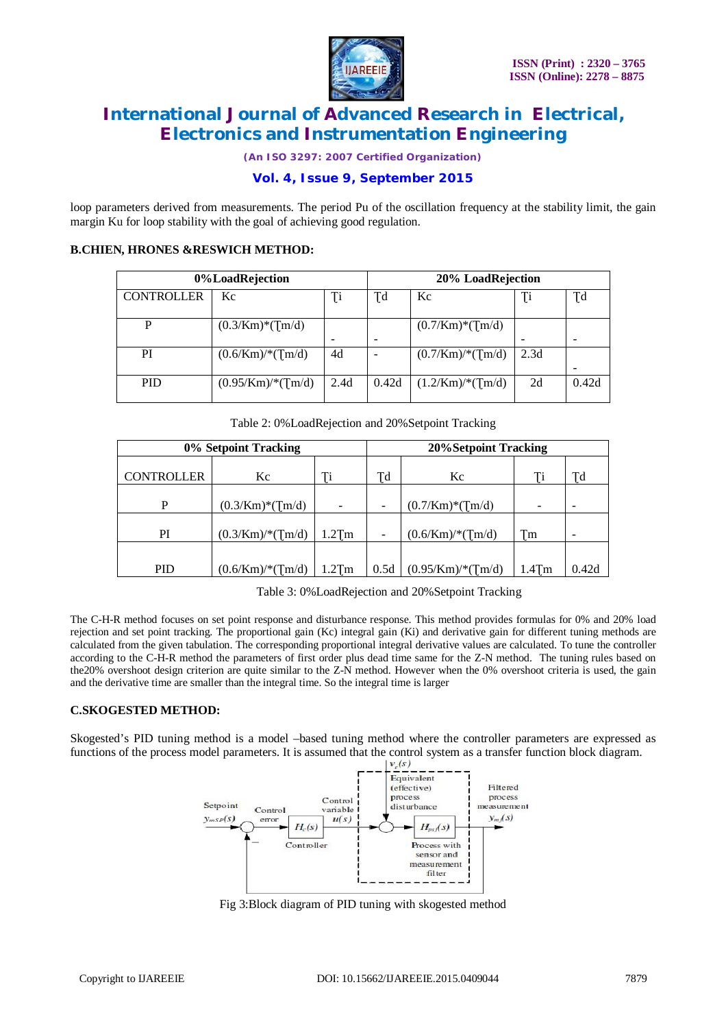loop parameters derived from measurements. The period Pu of the oscillation frequency at the stability limit, the gain margin Ku for loop stability with the goal of achieving good regulation.

### B.CHIEN, HRONES &RESWICH METHOD:

| 0%LoadRejection | | | | 20% LoadRejection | | |
|---|---|---|---|---|---|---|
| CONTROLLER | Kc | Ţi | Ţd | Kc | Ţi | Ţd |
| P | (0.3/Km)*(Ţm/d) | - | - | (0.7/Km)*(Ţm/d) | - | - |
| PI | (0.6/Km)/*(Ţm/d) | 4d | - | (0.7/Km)/*(Ţm/d) | 2.3d | - |
| PID | (0.95/Km)/*(Ţm/d) | 2.4d | 0.42d | (1.2/Km)/*(Ţm/d) | 2d | 0.42d |

Table 2: 0%LoadRejection and 20%Setpoint Tracking

| 0% Setpoint Tracking | | | | 20%Setpoint Tracking | | |
|---|---|---|---|---|---|---|
| CONTROLLER | Kc | Ţi | Ţd | Kc | Ţi | Ţd |
| P | (0.3/Km)*(Ţm/d) | - | - | (0.7/Km)*(Ţm/d) | - | - |
| PI | (0.3/Km)/*(Ţm/d) | 1.2Ţm | - | (0.6/Km)/*(Ţm/d) | Ţm | - |
| PID | (0.6/Km)/*(Ţm/d) | 1.2Ţm | 0.5d | (0.95/Km)/*(Ţm/d) | 1.4Ţm | 0.42d |

Table 3: 0%LoadRejection and 20%Setpoint Tracking

The C-H-R method focuses on set point response and disturbance response. This method provides formulas for 0% and 20% load rejection and set point tracking. The proportional gain (Kc) integral gain (Ki) and derivative gain for different tuning methods are calculated from the given tabulation. The corresponding proportional integral derivative values are calculated. To tune the controller according to the C-H-R method the parameters of first order plus dead time same for the Z-N method. The tuning rules based on the20% overshoot design criterion are quite similar to the Z-N method. However when the 0% overshoot criteria is used, the gain and the derivative time are smaller than the integral time. So the integral time is larger

### C.SKOGESTED METHOD:

Skogested's PID tuning method is a model –based tuning method where the controller parameters are expressed as functions of the process model parameters. It is assumed that the control system as a transfer function block diagram.

Fig 3:Block diagram of PID tuning with skogested method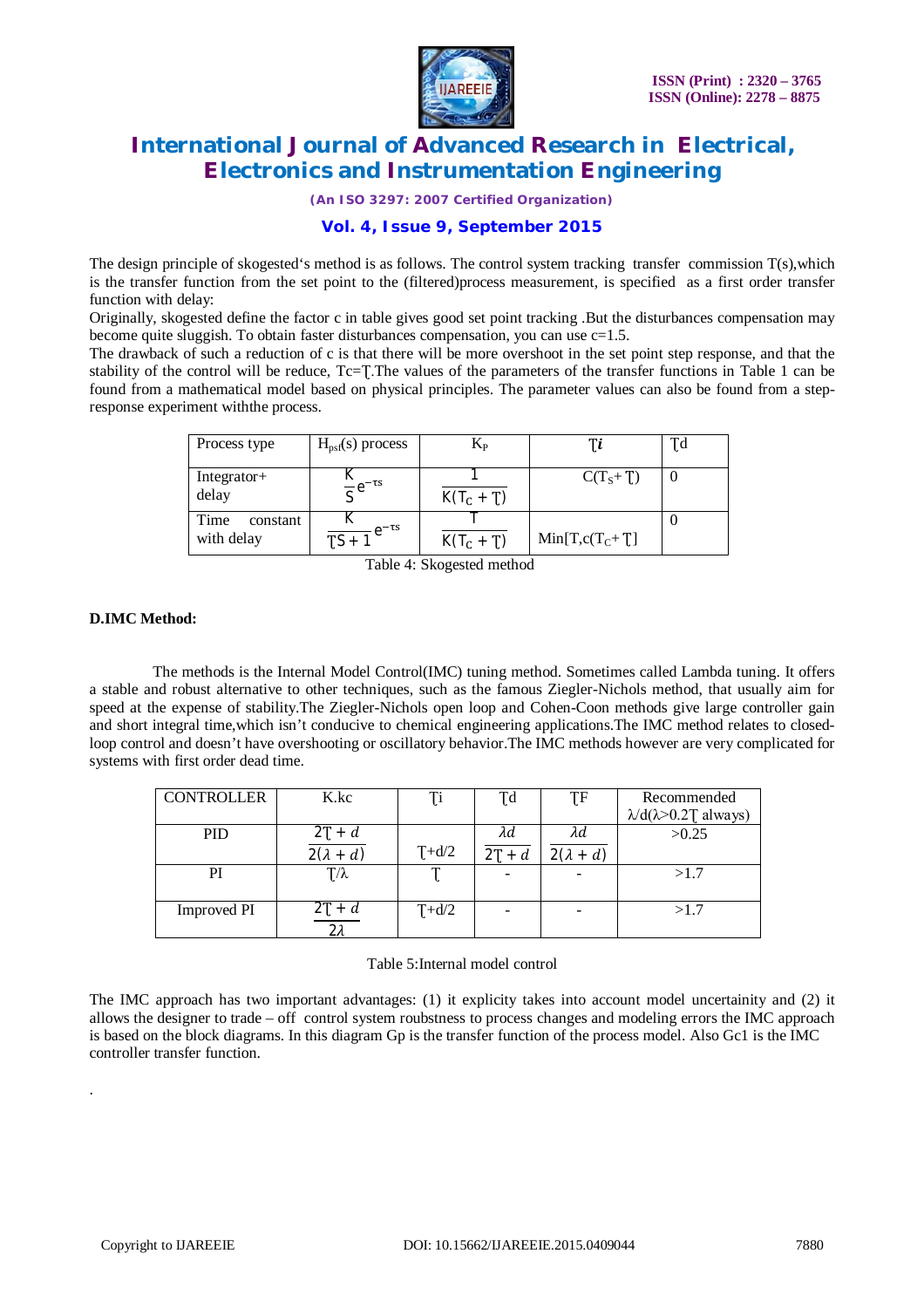The design principle of skogested's method is as follows. The control system tracking transfer commission T(s),which is the transfer function from the set point to the (filtered)process measurement, is specified as a first order transfer function with delay:

Originally, skogested define the factor c in table gives good set point tracking .But the disturbances compensation may become quite sluggish. To obtain faster disturbances compensation, you can use c=1.5.

The drawback of such a reduction of c is that there will be more overshoot in the set point step response, and that the stability of the control will be reduce, Tc=Ʈ.The values of the parameters of the transfer functions in Table 1 can be found from a mathematical model based on physical principles. The parameter values can also be found from a step-response experiment withthe process.

| Process type | $H_{psf}(s)$ process | $K_P$ | $Ʈi$ | Ʈd |
|---|---|---|---|---|
| Integrator+ delay | $\frac{K}{S}e^{-\tau s}$ | $\frac{1}{K(Ʈ_C + Ʈ)}$ | $C(T_S + Ʈ)$ | 0 |
| Time constant with delay | $\frac{K}{ƮS+1}e^{-\tau s}$ | $\frac{Ʈ}{K(Ʈ_C + Ʈ)}$ | $Min[T, c(T_C + Ʈ]$ | 0 |

Table 4: Skogested method

**D.IMC Method:**

The methods is the Internal Model Control(IMC) tuning method. Sometimes called Lambda tuning. It offers a stable and robust alternative to other techniques, such as the famous Ziegler-Nichols method, that usually aim for speed at the expense of stability.The Ziegler-Nichols open loop and Cohen-Coon methods give large controller gain and short integral time,which isn't conducive to chemical engineering applications.The IMC method relates to closed-loop control and doesn't have overshooting or oscillatory behavior.The IMC methods however are very complicated for systems with first order dead time.

| CONTROLLER | K.kc | Ʈi | Ʈd | ƮF | Recommended λ/d(λ>0.2Ʈ always) |
|---|---|---|---|---|---|
| PID | $\frac{2Ʈ + d}{2(\lambda + d)}$ | Ʈ+d/2 | $\frac{\lambda d}{2Ʈ + d}$ | $\frac{\lambda d}{2(\lambda + d)}$ | >0.25 |
| PI | Ʈ/λ | Ʈ | - | - | >1.7 |
| Improved PI | $\frac{2Ʈ + d}{2\lambda}$ | Ʈ+d/2 | - | - | >1.7 |

Table 5:Internal model control

The IMC approach has two important advantages: (1) it explicity takes into account model uncertainity and (2) it allows the designer to trade – off control system roubstness to process changes and modeling errors the IMC approach is based on the block diagrams. In this diagram Gp is the transfer function of the process model. Also Gc1 is the IMC controller transfer function.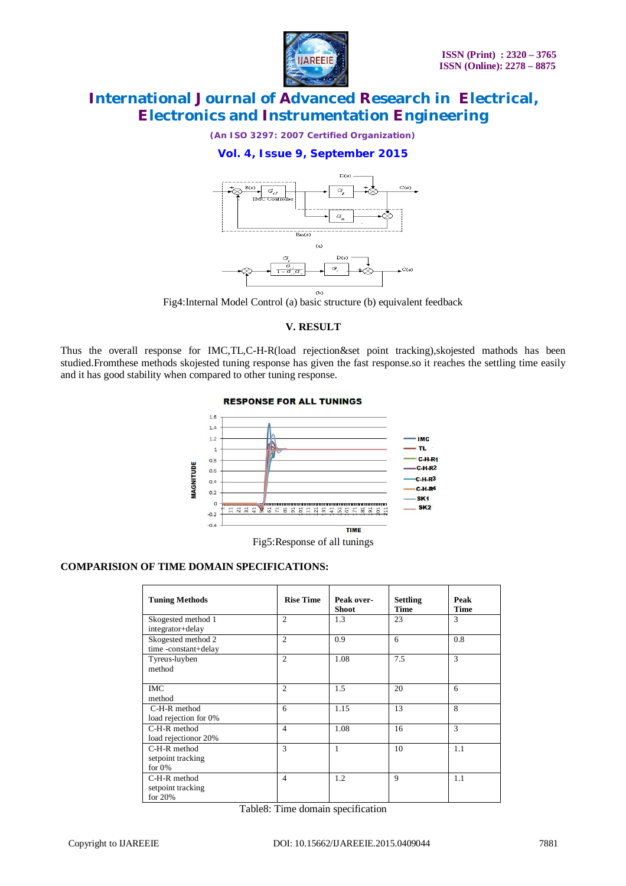Fig4:Internal Model Control (a) basic structure (b) equivalent feedback

## V. RESULT

Thus the overall response for IMC,TL,C-H-R(load rejection&set point tracking),skojested mathods has been studied.Fromthese methods skojested tuning response has given the fast response.so it reaches the settling time easily and it has good stability when compared to other tuning response.

Fig5:Response of all tunings

### COMPARISION OF TIME DOMAIN SPECIFICATIONS:

| Tuning Methods | Rise Time | Peak over-Shoot | Settling Time | Peak Time |
|---|---|---|---|---|
| Skogested method 1 integrator+delay | 2 | 1.3 | 23 | 3 |
| Skogested method 2 time -constant+delay | 2 | 0.9 | 6 | 0.8 |
| Tyreus-luyben method | 2 | 1.08 | 7.5 | 3 |
| IMC method | 2 | 1.5 | 20 | 6 |
| C-H-R method load rejection for 0% | 6 | 1.15 | 13 | 8 |
| C-H-R method load rejectionor 20% | 4 | 1.08 | 16 | 3 |
| C-H-R method setpoint tracking for 0% | 3 | 1 | 10 | 1.1 |
| C-H-R method setpoint tracking for 20% | 4 | 1.2 | 9 | 1.1 |

Table8: Time domain specification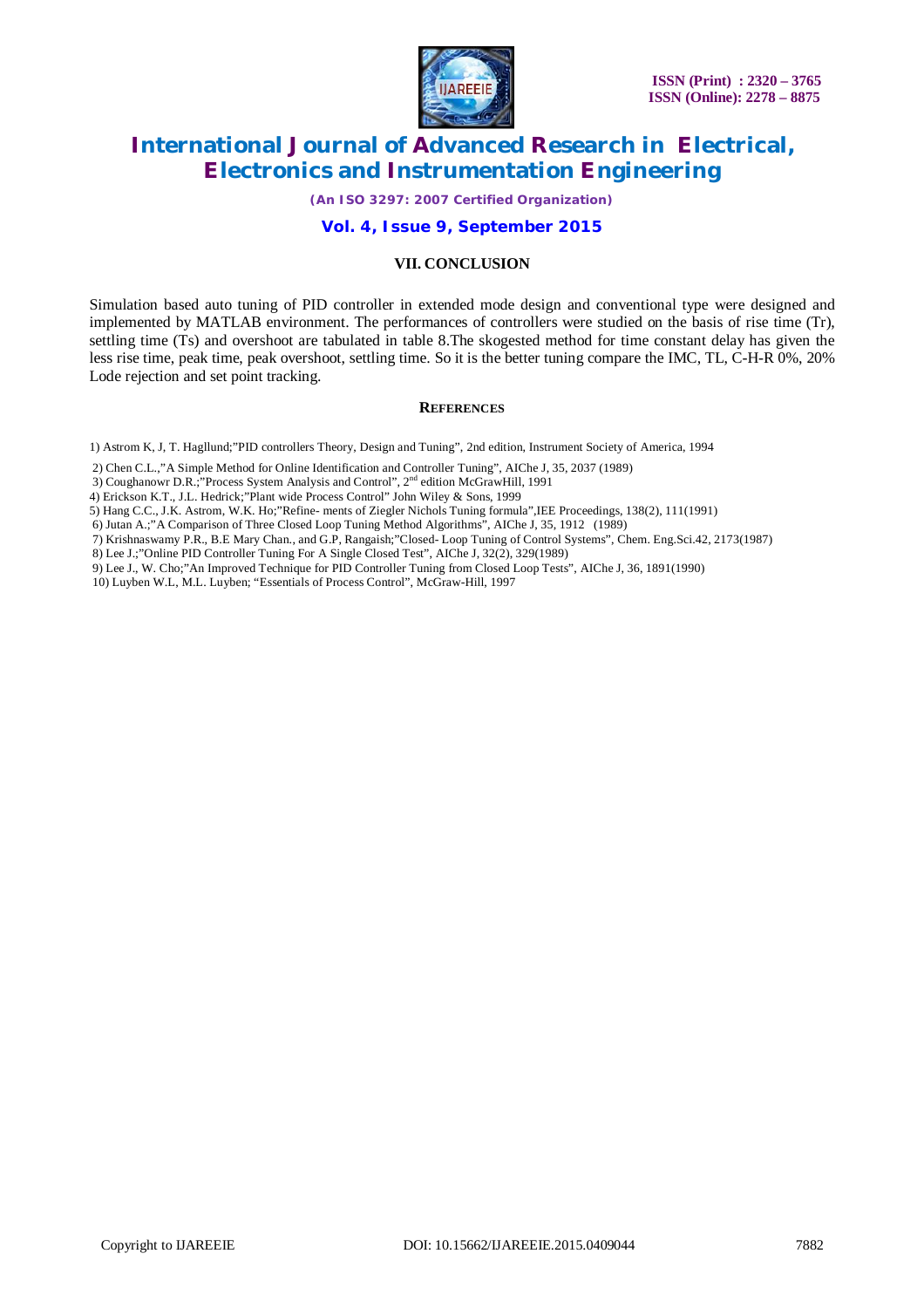## VII. CONCLUSION

Simulation based auto tuning of PID controller in extended mode design and conventional type were designed and implemented by MATLAB environment. The performances of controllers were studied on the basis of rise time (Tr), settling time (Ts) and overshoot are tabulated in table 8.The skogested method for time constant delay has given the less rise time, peak time, peak overshoot, settling time. So it is the better tuning compare the IMC, TL, C-H-R 0%, 20% Lode rejection and set point tracking.

## REFERENCES

1) Astrom K, J, T. Hagllund;"PID controllers Theory, Design and Tuning", 2nd edition, Instrument Society of America, 1994

2) Chen C.L.,"A Simple Method for Online Identification and Controller Tuning", AIChe J, 35, 2037 (1989)

3) Coughanowr D.R.;"Process System Analysis and Control", 2nd edition McGrawHill, 1991

4) Erickson K.T., J.L. Hedrick;"Plant wide Process Control" John Wiley & Sons, 1999

5) Hang C.C., J.K. Astrom, W.K. Ho;"Refine- ments of Ziegler Nichols Tuning formula",IEE Proceedings, 138(2), 111(1991)

6) Jutan A.;"A Comparison of Three Closed Loop Tuning Method Algorithms", AIChe J, 35, 1912 (1989)

7) Krishnaswamy P.R., B.E Mary Chan., and G.P, Rangaish;"Closed- Loop Tuning of Control Systems", Chem. Eng.Sci.42, 2173(1987)

8) Lee J.;"Online PID Controller Tuning For A Single Closed Test", AIChe J, 32(2), 329(1989)

9) Lee J., W. Cho;"An Improved Technique for PID Controller Tuning from Closed Loop Tests", AIChe J, 36, 1891(1990)

10) Luyben W.L, M.L. Luyben; "Essentials of Process Control", McGraw-Hill, 1997